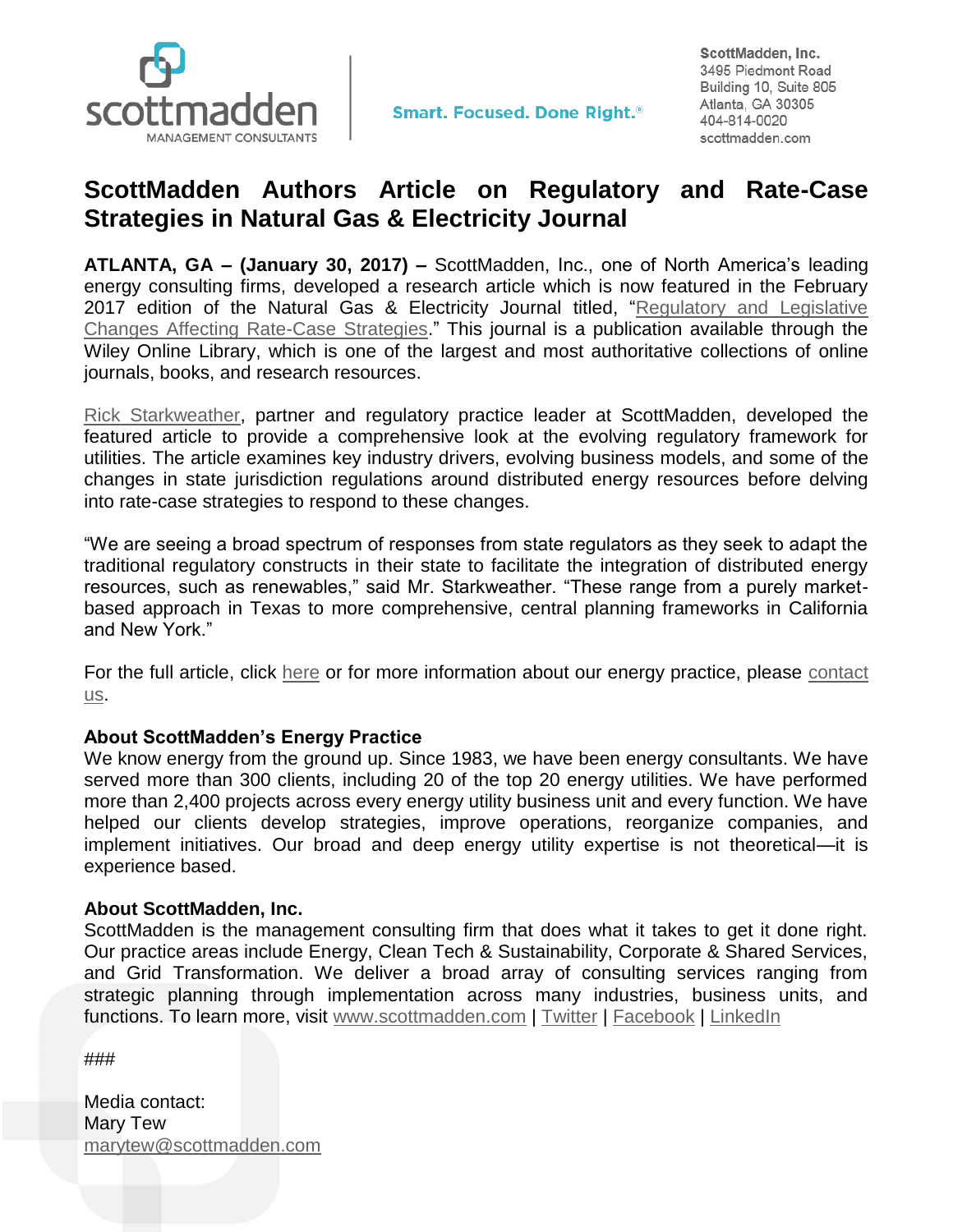scottmadden
MANAGEMENT CONSULTANTS

Smart. Focused. Done Right.®

ScottMadden, Inc.
3495 Piedmont Road
Building 10, Suite 805
Atlanta, GA 30305
404-814-0020
scottmadden.com

# ScottMadden Authors Article on Regulatory and Rate-Case Strategies in Natural Gas & Electricity Journal

**ATLANTA, GA – (January 30, 2017) –** ScottMadden, Inc., one of North America's leading energy consulting firms, developed a research article which is now featured in the February 2017 edition of the Natural Gas & Electricity Journal titled, "Regulatory and Legislative Changes Affecting Rate-Case Strategies." This journal is a publication available through the Wiley Online Library, which is one of the largest and most authoritative collections of online journals, books, and research resources.

Rick Starkweather, partner and regulatory practice leader at ScottMadden, developed the featured article to provide a comprehensive look at the evolving regulatory framework for utilities. The article examines key industry drivers, evolving business models, and some of the changes in state jurisdiction regulations around distributed energy resources before delving into rate-case strategies to respond to these changes.

"We are seeing a broad spectrum of responses from state regulators as they seek to adapt the traditional regulatory constructs in their state to facilitate the integration of distributed energy resources, such as renewables," said Mr. Starkweather. "These range from a purely market-based approach in Texas to more comprehensive, central planning frameworks in California and New York."

For the full article, click here or for more information about our energy practice, please contact us.

**About ScottMadden's Energy Practice**
We know energy from the ground up. Since 1983, we have been energy consultants. We have served more than 300 clients, including 20 of the top 20 energy utilities. We have performed more than 2,400 projects across every energy utility business unit and every function. We have helped our clients develop strategies, improve operations, reorganize companies, and implement initiatives. Our broad and deep energy utility expertise is not theoretical—it is experience based.

**About ScottMadden, Inc.**
ScottMadden is the management consulting firm that does what it takes to get it done right. Our practice areas include Energy, Clean Tech & Sustainability, Corporate & Shared Services, and Grid Transformation. We deliver a broad array of consulting services ranging from strategic planning through implementation across many industries, business units, and functions. To learn more, visit www.scottmadden.com | Twitter | Facebook | LinkedIn

###

Media contact:
Mary Tew
marytew@scottmadden.com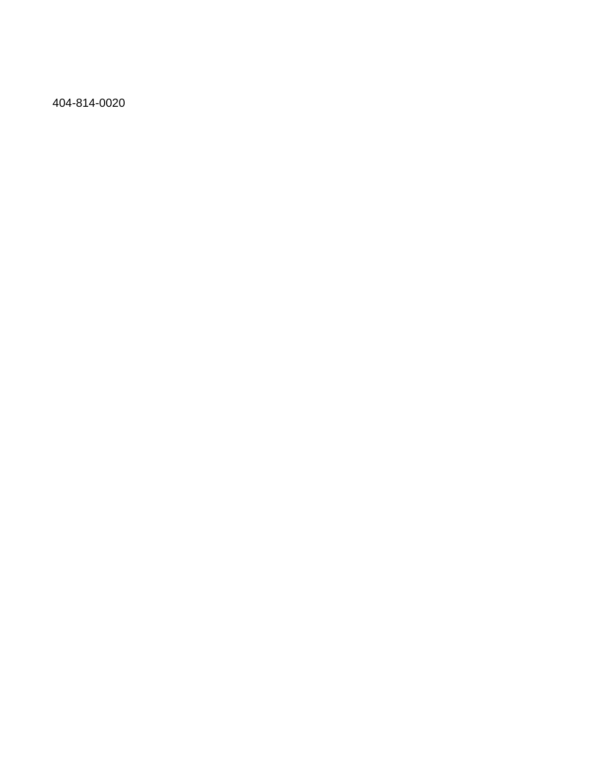404-814-0020